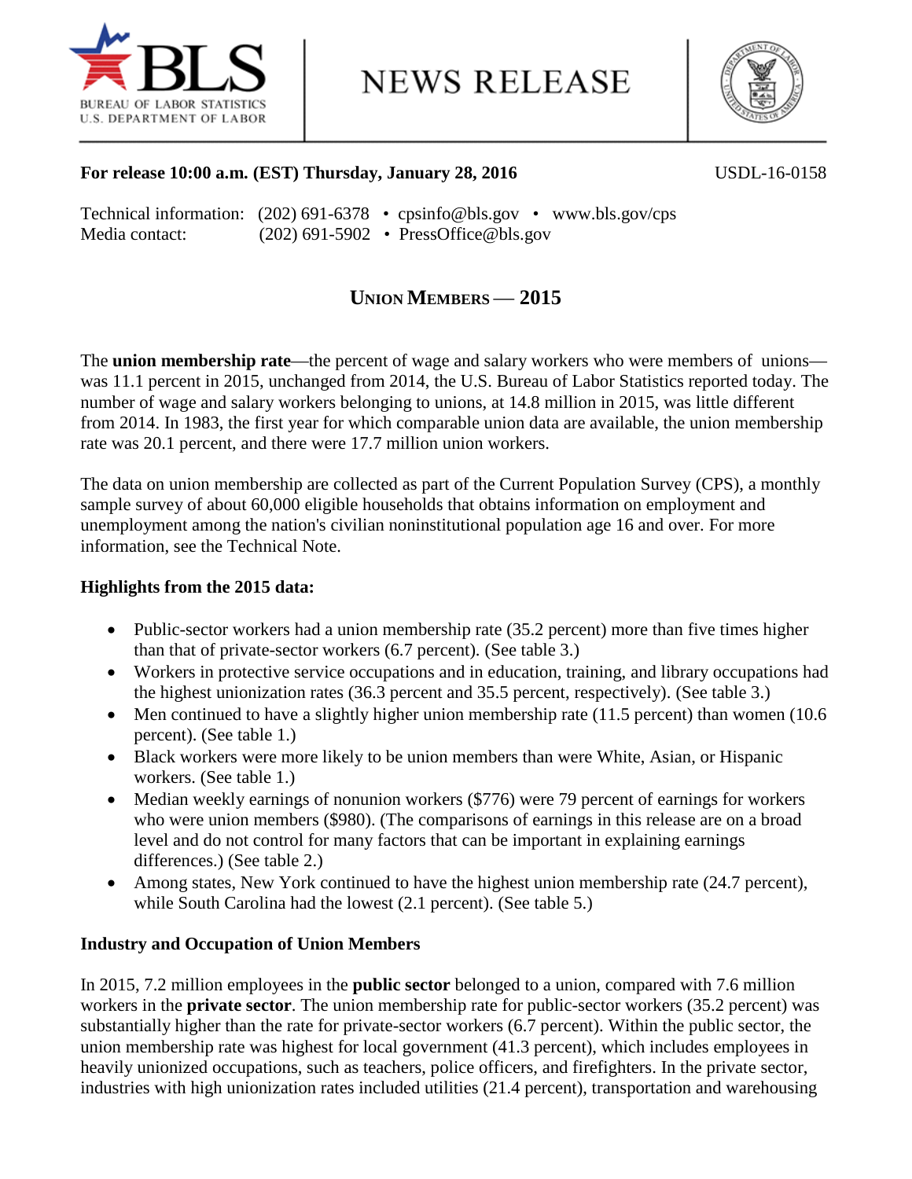BLS — BUREAU OF LABOR STATISTICS, U.S. DEPARTMENT OF LABOR

# NEWS RELEASE

**For release 10:00 a.m. (EST) Thursday, January 28, 2016** USDL-16-0158

Technical information: (202) 691-6378 • cpsinfo@bls.gov • www.bls.gov/cps
Media contact: (202) 691-5902 • PressOffice@bls.gov

## UNION MEMBERS — 2015

The **union membership rate**—the percent of wage and salary workers who were members of unions—was 11.1 percent in 2015, unchanged from 2014, the U.S. Bureau of Labor Statistics reported today. The number of wage and salary workers belonging to unions, at 14.8 million in 2015, was little different from 2014. In 1983, the first year for which comparable union data are available, the union membership rate was 20.1 percent, and there were 17.7 million union workers.

The data on union membership are collected as part of the Current Population Survey (CPS), a monthly sample survey of about 60,000 eligible households that obtains information on employment and unemployment among the nation's civilian noninstitutional population age 16 and over. For more information, see the Technical Note.

**Highlights from the 2015 data:**

- Public-sector workers had a union membership rate (35.2 percent) more than five times higher than that of private-sector workers (6.7 percent). (See table 3.)
- Workers in protective service occupations and in education, training, and library occupations had the highest unionization rates (36.3 percent and 35.5 percent, respectively). (See table 3.)
- Men continued to have a slightly higher union membership rate (11.5 percent) than women (10.6 percent). (See table 1.)
- Black workers were more likely to be union members than were White, Asian, or Hispanic workers. (See table 1.)
- Median weekly earnings of nonunion workers ($776) were 79 percent of earnings for workers who were union members ($980). (The comparisons of earnings in this release are on a broad level and do not control for many factors that can be important in explaining earnings differences.) (See table 2.)
- Among states, New York continued to have the highest union membership rate (24.7 percent), while South Carolina had the lowest (2.1 percent). (See table 5.)

**Industry and Occupation of Union Members**

In 2015, 7.2 million employees in the **public sector** belonged to a union, compared with 7.6 million workers in the **private sector**. The union membership rate for public-sector workers (35.2 percent) was substantially higher than the rate for private-sector workers (6.7 percent). Within the public sector, the union membership rate was highest for local government (41.3 percent), which includes employees in heavily unionized occupations, such as teachers, police officers, and firefighters. In the private sector, industries with high unionization rates included utilities (21.4 percent), transportation and warehousing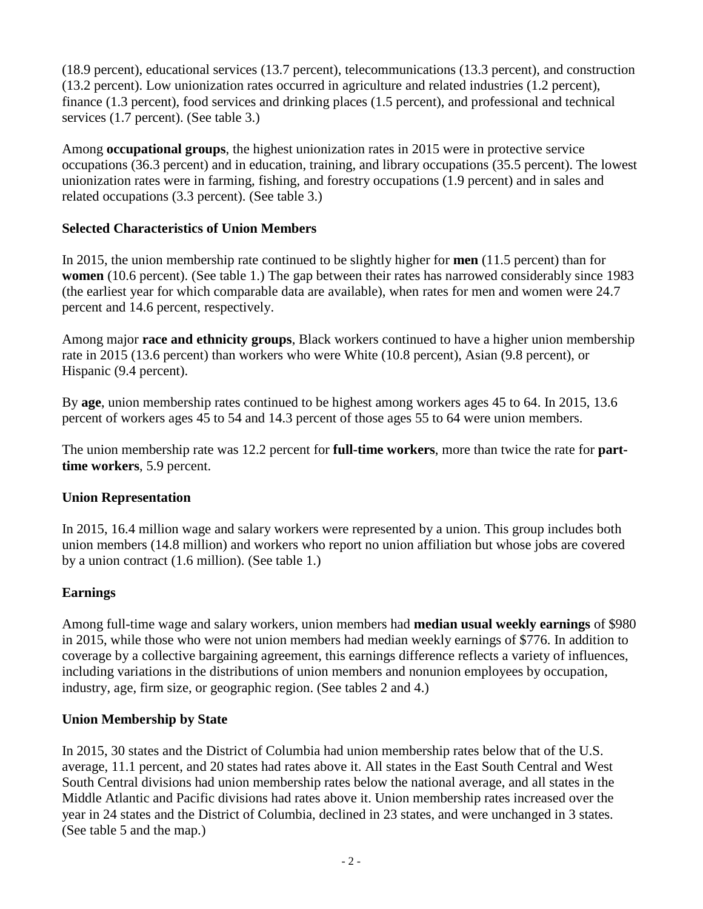(18.9 percent), educational services (13.7 percent), telecommunications (13.3 percent), and construction (13.2 percent). Low unionization rates occurred in agriculture and related industries (1.2 percent), finance (1.3 percent), food services and drinking places (1.5 percent), and professional and technical services (1.7 percent). (See table 3.)

Among **occupational groups**, the highest unionization rates in 2015 were in protective service occupations (36.3 percent) and in education, training, and library occupations (35.5 percent). The lowest unionization rates were in farming, fishing, and forestry occupations (1.9 percent) and in sales and related occupations (3.3 percent). (See table 3.)

## Selected Characteristics of Union Members

In 2015, the union membership rate continued to be slightly higher for **men** (11.5 percent) than for **women** (10.6 percent). (See table 1.) The gap between their rates has narrowed considerably since 1983 (the earliest year for which comparable data are available), when rates for men and women were 24.7 percent and 14.6 percent, respectively.

Among major **race and ethnicity groups**, Black workers continued to have a higher union membership rate in 2015 (13.6 percent) than workers who were White (10.8 percent), Asian (9.8 percent), or Hispanic (9.4 percent).

By **age**, union membership rates continued to be highest among workers ages 45 to 64. In 2015, 13.6 percent of workers ages 45 to 54 and 14.3 percent of those ages 55 to 64 were union members.

The union membership rate was 12.2 percent for **full-time workers**, more than twice the rate for **part-time workers**, 5.9 percent.

## Union Representation

In 2015, 16.4 million wage and salary workers were represented by a union. This group includes both union members (14.8 million) and workers who report no union affiliation but whose jobs are covered by a union contract (1.6 million). (See table 1.)

## Earnings

Among full-time wage and salary workers, union members had **median usual weekly earnings** of $980 in 2015, while those who were not union members had median weekly earnings of $776. In addition to coverage by a collective bargaining agreement, this earnings difference reflects a variety of influences, including variations in the distributions of union members and nonunion employees by occupation, industry, age, firm size, or geographic region. (See tables 2 and 4.)

## Union Membership by State

In 2015, 30 states and the District of Columbia had union membership rates below that of the U.S. average, 11.1 percent, and 20 states had rates above it. All states in the East South Central and West South Central divisions had union membership rates below the national average, and all states in the Middle Atlantic and Pacific divisions had rates above it. Union membership rates increased over the year in 24 states and the District of Columbia, declined in 23 states, and were unchanged in 3 states. (See table 5 and the map.)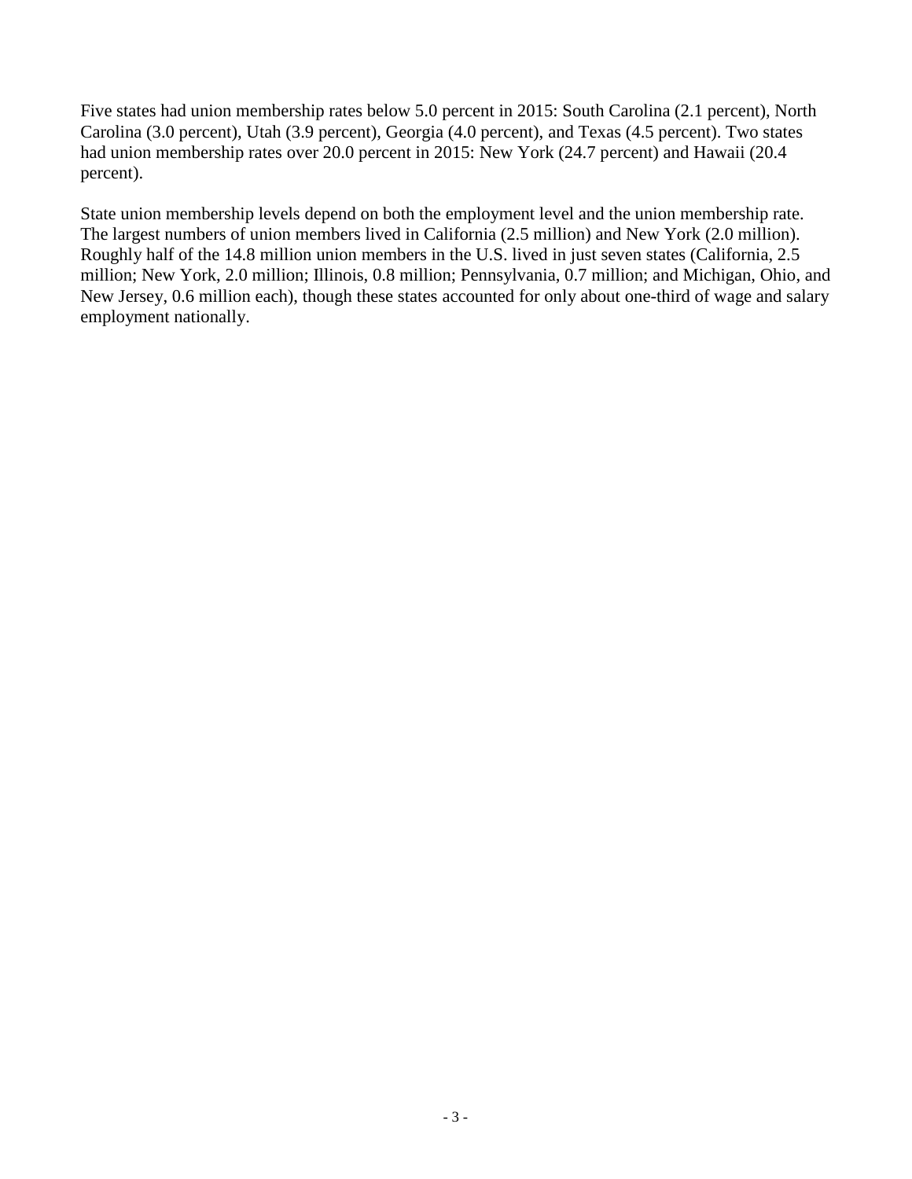Five states had union membership rates below 5.0 percent in 2015: South Carolina (2.1 percent), North Carolina (3.0 percent), Utah (3.9 percent), Georgia (4.0 percent), and Texas (4.5 percent). Two states had union membership rates over 20.0 percent in 2015: New York (24.7 percent) and Hawaii (20.4 percent).

State union membership levels depend on both the employment level and the union membership rate. The largest numbers of union members lived in California (2.5 million) and New York (2.0 million). Roughly half of the 14.8 million union members in the U.S. lived in just seven states (California, 2.5 million; New York, 2.0 million; Illinois, 0.8 million; Pennsylvania, 0.7 million; and Michigan, Ohio, and New Jersey, 0.6 million each), though these states accounted for only about one-third of wage and salary employment nationally.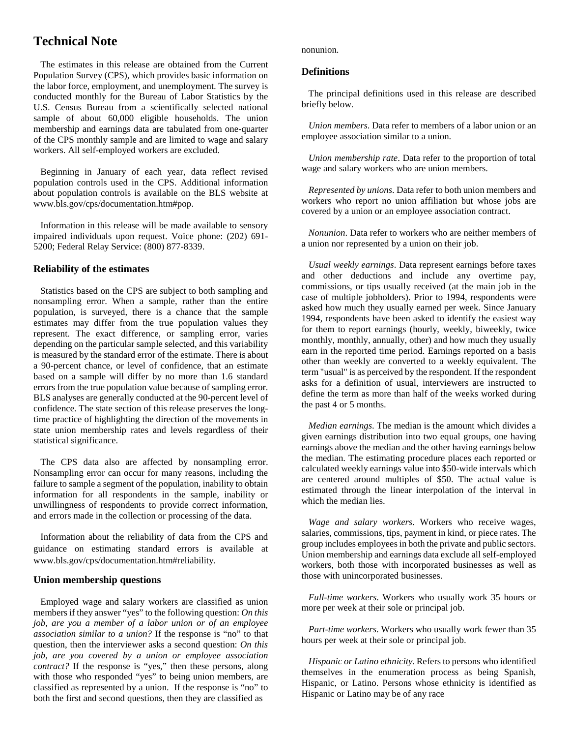# Technical Note

The estimates in this release are obtained from the Current Population Survey (CPS), which provides basic information on the labor force, employment, and unemployment. The survey is conducted monthly for the Bureau of Labor Statistics by the U.S. Census Bureau from a scientifically selected national sample of about 60,000 eligible households. The union membership and earnings data are tabulated from one-quarter of the CPS monthly sample and are limited to wage and salary workers. All self-employed workers are excluded.

Beginning in January of each year, data reflect revised population controls used in the CPS. Additional information about population controls is available on the BLS website at www.bls.gov/cps/documentation.htm#pop.

Information in this release will be made available to sensory impaired individuals upon request. Voice phone: (202) 691-5200; Federal Relay Service: (800) 877-8339.

## Reliability of the estimates

Statistics based on the CPS are subject to both sampling and nonsampling error. When a sample, rather than the entire population, is surveyed, there is a chance that the sample estimates may differ from the true population values they represent. The exact difference, or sampling error, varies depending on the particular sample selected, and this variability is measured by the standard error of the estimate. There is about a 90-percent chance, or level of confidence, that an estimate based on a sample will differ by no more than 1.6 standard errors from the true population value because of sampling error. BLS analyses are generally conducted at the 90-percent level of confidence. The state section of this release preserves the long-time practice of highlighting the direction of the movements in state union membership rates and levels regardless of their statistical significance.

The CPS data also are affected by nonsampling error. Nonsampling error can occur for many reasons, including the failure to sample a segment of the population, inability to obtain information for all respondents in the sample, inability or unwillingness of respondents to provide correct information, and errors made in the collection or processing of the data.

Information about the reliability of data from the CPS and guidance on estimating standard errors is available at www.bls.gov/cps/documentation.htm#reliability.

## Union membership questions

Employed wage and salary workers are classified as union members if they answer "yes" to the following question: *On this job, are you a member of a labor union or of an employee association similar to a union?* If the response is "no" to that question, then the interviewer asks a second question: *On this job, are you covered by a union or employee association contract?* If the response is "yes," then these persons, along with those who responded "yes" to being union members, are classified as represented by a union. If the response is "no" to both the first and second questions, then they are classified as nonunion.

## Definitions

The principal definitions used in this release are described briefly below.

*Union members*. Data refer to members of a labor union or an employee association similar to a union.

*Union membership rate*. Data refer to the proportion of total wage and salary workers who are union members.

*Represented by unions*. Data refer to both union members and workers who report no union affiliation but whose jobs are covered by a union or an employee association contract.

*Nonunion*. Data refer to workers who are neither members of a union nor represented by a union on their job.

*Usual weekly earnings*. Data represent earnings before taxes and other deductions and include any overtime pay, commissions, or tips usually received (at the main job in the case of multiple jobholders). Prior to 1994, respondents were asked how much they usually earned per week. Since January 1994, respondents have been asked to identify the easiest way for them to report earnings (hourly, weekly, biweekly, twice monthly, monthly, annually, other) and how much they usually earn in the reported time period. Earnings reported on a basis other than weekly are converted to a weekly equivalent. The term "usual" is as perceived by the respondent. If the respondent asks for a definition of usual, interviewers are instructed to define the term as more than half of the weeks worked during the past 4 or 5 months.

*Median earnings*. The median is the amount which divides a given earnings distribution into two equal groups, one having earnings above the median and the other having earnings below the median. The estimating procedure places each reported or calculated weekly earnings value into $50-wide intervals which are centered around multiples of $50. The actual value is estimated through the linear interpolation of the interval in which the median lies.

*Wage and salary workers*. Workers who receive wages, salaries, commissions, tips, payment in kind, or piece rates. The group includes employees in both the private and public sectors. Union membership and earnings data exclude all self-employed workers, both those with incorporated businesses as well as those with unincorporated businesses.

*Full-time workers*. Workers who usually work 35 hours or more per week at their sole or principal job.

*Part-time workers*. Workers who usually work fewer than 35 hours per week at their sole or principal job.

*Hispanic or Latino ethnicity*. Refers to persons who identified themselves in the enumeration process as being Spanish, Hispanic, or Latino. Persons whose ethnicity is identified as Hispanic or Latino may be of any race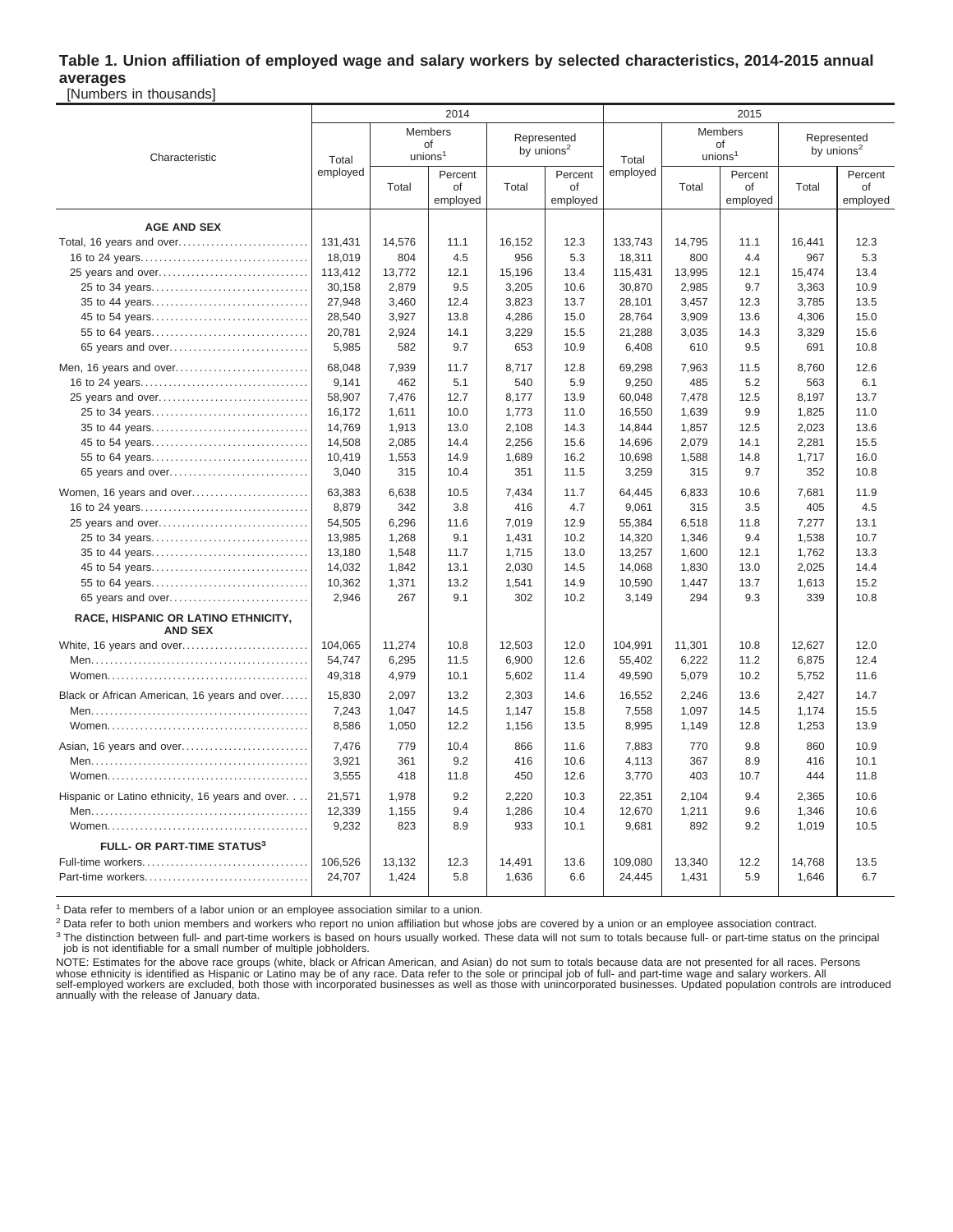## Table 1. Union affiliation of employed wage and salary workers by selected characteristics, 2014-2015 annual averages

[Numbers in thousands]

| Characteristic | 2014 | | | | | 2015 | | | | |
|---|---|---|---|---|---|---|---|---|---|---|
| | Total employed | Members of unions[1] | | Represented by unions[2] | | Total employed | Members of unions[1] | | Represented by unions[2] | |
| | | Total | Percent of employed | Total | Percent of employed | | Total | Percent of employed | Total | Percent of employed |
| **AGE AND SEX** | | | | | | | | | | |
| Total, 16 years and over | 131,431 | 14,576 | 11.1 | 16,152 | 12.3 | 133,743 | 14,795 | 11.1 | 16,441 | 12.3 |
| 16 to 24 years | 18,019 | 804 | 4.5 | 956 | 5.3 | 18,311 | 800 | 4.4 | 967 | 5.3 |
| 25 years and over | 113,412 | 13,772 | 12.1 | 15,196 | 13.4 | 115,431 | 13,995 | 12.1 | 15,474 | 13.4 |
| 25 to 34 years | 30,158 | 2,879 | 9.5 | 3,205 | 10.6 | 30,870 | 2,985 | 9.7 | 3,363 | 10.9 |
| 35 to 44 years | 27,948 | 3,460 | 12.4 | 3,823 | 13.7 | 28,101 | 3,457 | 12.3 | 3,785 | 13.5 |
| 45 to 54 years | 28,540 | 3,927 | 13.8 | 4,286 | 15.0 | 28,764 | 3,909 | 13.6 | 4,306 | 15.0 |
| 55 to 64 years | 20,781 | 2,924 | 14.1 | 3,229 | 15.5 | 21,288 | 3,035 | 14.3 | 3,329 | 15.6 |
| 65 years and over | 5,985 | 582 | 9.7 | 653 | 10.9 | 6,408 | 610 | 9.5 | 691 | 10.8 |
| Men, 16 years and over | 68,048 | 7,939 | 11.7 | 8,717 | 12.8 | 69,298 | 7,963 | 11.5 | 8,760 | 12.6 |
| 16 to 24 years | 9,141 | 462 | 5.1 | 540 | 5.9 | 9,250 | 485 | 5.2 | 563 | 6.1 |
| 25 years and over | 58,907 | 7,476 | 12.7 | 8,177 | 13.9 | 60,048 | 7,478 | 12.5 | 8,197 | 13.7 |
| 25 to 34 years | 16,172 | 1,611 | 10.0 | 1,773 | 11.0 | 16,550 | 1,639 | 9.9 | 1,825 | 11.0 |
| 35 to 44 years | 14,769 | 1,913 | 13.0 | 2,108 | 14.3 | 14,844 | 1,857 | 12.5 | 2,023 | 13.6 |
| 45 to 54 years | 14,508 | 2,085 | 14.4 | 2,256 | 15.6 | 14,696 | 2,079 | 14.1 | 2,281 | 15.5 |
| 55 to 64 years | 10,419 | 1,553 | 14.9 | 1,689 | 16.2 | 10,698 | 1,588 | 14.8 | 1,717 | 16.0 |
| 65 years and over | 3,040 | 315 | 10.4 | 351 | 11.5 | 3,259 | 315 | 9.7 | 352 | 10.8 |
| Women, 16 years and over | 63,383 | 6,638 | 10.5 | 7,434 | 11.7 | 64,445 | 6,833 | 10.6 | 7,681 | 11.9 |
| 16 to 24 years | 8,879 | 342 | 3.8 | 416 | 4.7 | 9,061 | 315 | 3.5 | 405 | 4.5 |
| 25 years and over | 54,505 | 6,296 | 11.6 | 7,019 | 12.9 | 55,384 | 6,518 | 11.8 | 7,277 | 13.1 |
| 25 to 34 years | 13,985 | 1,268 | 9.1 | 1,431 | 10.2 | 14,320 | 1,346 | 9.4 | 1,538 | 10.7 |
| 35 to 44 years | 13,180 | 1,548 | 11.7 | 1,715 | 13.0 | 13,257 | 1,600 | 12.1 | 1,762 | 13.3 |
| 45 to 54 years | 14,032 | 1,842 | 13.1 | 2,030 | 14.5 | 14,068 | 1,830 | 13.0 | 2,025 | 14.4 |
| 55 to 64 years | 10,362 | 1,371 | 13.2 | 1,541 | 14.9 | 10,590 | 1,447 | 13.7 | 1,613 | 15.2 |
| 65 years and over | 2,946 | 267 | 9.1 | 302 | 10.2 | 3,149 | 294 | 9.3 | 339 | 10.8 |
| **RACE, HISPANIC OR LATINO ETHNICITY, AND SEX** | | | | | | | | | | |
| White, 16 years and over | 104,065 | 11,274 | 10.8 | 12,503 | 12.0 | 104,991 | 11,301 | 10.8 | 12,627 | 12.0 |
| Men | 54,747 | 6,295 | 11.5 | 6,900 | 12.6 | 55,402 | 6,222 | 11.2 | 6,875 | 12.4 |
| Women | 49,318 | 4,979 | 10.1 | 5,602 | 11.4 | 49,590 | 5,079 | 10.2 | 5,752 | 11.6 |
| Black or African American, 16 years and over | 15,830 | 2,097 | 13.2 | 2,303 | 14.6 | 16,552 | 2,246 | 13.6 | 2,427 | 14.7 |
| Men | 7,243 | 1,047 | 14.5 | 1,147 | 15.8 | 7,558 | 1,097 | 14.5 | 1,174 | 15.5 |
| Women | 8,586 | 1,050 | 12.2 | 1,156 | 13.5 | 8,995 | 1,149 | 12.8 | 1,253 | 13.9 |
| Asian, 16 years and over | 7,476 | 779 | 10.4 | 866 | 11.6 | 7,883 | 770 | 9.8 | 860 | 10.9 |
| Men | 3,921 | 361 | 9.2 | 416 | 10.6 | 4,113 | 367 | 8.9 | 416 | 10.1 |
| Women | 3,555 | 418 | 11.8 | 450 | 12.6 | 3,770 | 403 | 10.7 | 444 | 11.8 |
| Hispanic or Latino ethnicity, 16 years and over | 21,571 | 1,978 | 9.2 | 2,220 | 10.3 | 22,351 | 2,104 | 9.4 | 2,365 | 10.6 |
| Men | 12,339 | 1,155 | 9.4 | 1,286 | 10.4 | 12,670 | 1,211 | 9.6 | 1,346 | 10.6 |
| Women | 9,232 | 823 | 8.9 | 933 | 10.1 | 9,681 | 892 | 9.2 | 1,019 | 10.5 |
| **FULL- OR PART-TIME STATUS[3]** | | | | | | | | | | |
| Full-time workers | 106,526 | 13,132 | 12.3 | 14,491 | 13.6 | 109,080 | 13,340 | 12.2 | 14,768 | 13.5 |
| Part-time workers | 24,707 | 1,424 | 5.8 | 1,636 | 6.6 | 24,445 | 1,431 | 5.9 | 1,646 | 6.7 |

[1] Data refer to members of a labor union or an employee association similar to a union.

[2] Data refer to both union members and workers who report no union affiliation but whose jobs are covered by a union or an employee association contract.

[3] The distinction between full- and part-time workers is based on hours usually worked. These data will not sum to totals because full- or part-time status on the principal job is not identifiable for a small number of multiple jobholders.

NOTE: Estimates for the above race groups (white, black or African American, and Asian) do not sum to totals because data are not presented for all races. Persons whose ethnicity is identified as Hispanic or Latino may be of any race. Data refer to the sole or principal job of full- and part-time wage and salary workers. All self-employed workers are excluded, both those with incorporated businesses as well as those with unincorporated businesses. Updated population controls are introduced annually with the release of January data.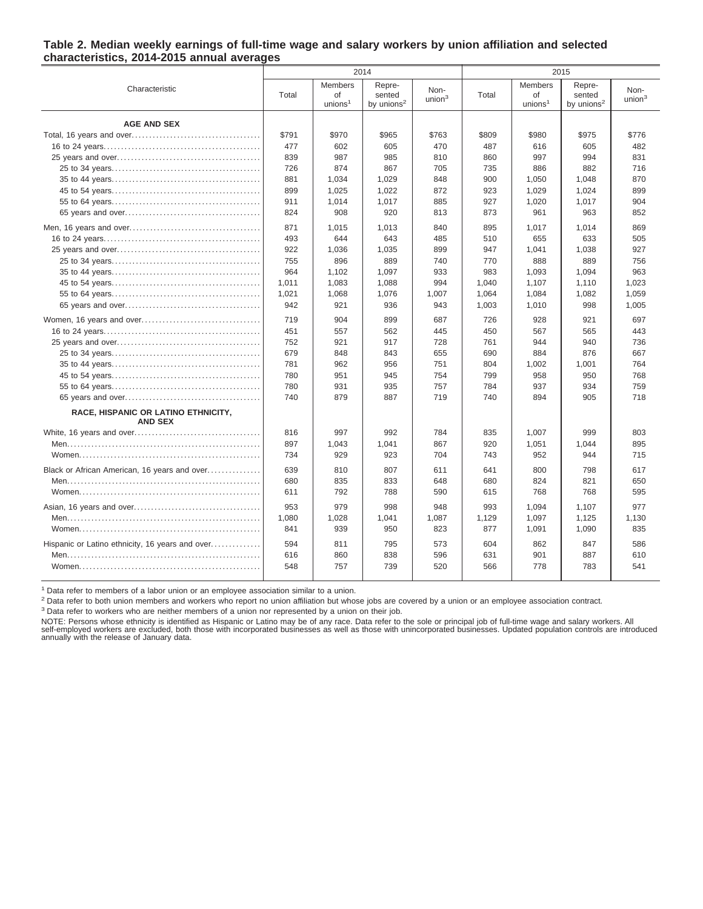**Table 2. Median weekly earnings of full-time wage and salary workers by union affiliation and selected characteristics, 2014-2015 annual averages**

| Characteristic | 2014 | | | | 2015 | | | |
|---|---|---|---|---|---|---|---|---|
| | Total | Members of unions[1] | Represented by unions[2] | Non-union[3] | Total | Members of unions[1] | Represented by unions[2] | Non-union[3] |
| **AGE AND SEX** | | | | | | | | |
| Total, 16 years and over | $791 | $970 | $965 | $763 | $809 | $980 | $975 | $776 |
| 16 to 24 years | 477 | 602 | 605 | 470 | 487 | 616 | 605 | 482 |
| 25 years and over | 839 | 987 | 985 | 810 | 860 | 997 | 994 | 831 |
| 25 to 34 years | 726 | 874 | 867 | 705 | 735 | 886 | 882 | 716 |
| 35 to 44 years | 881 | 1,034 | 1,029 | 848 | 900 | 1,050 | 1,048 | 870 |
| 45 to 54 years | 899 | 1,025 | 1,022 | 872 | 923 | 1,029 | 1,024 | 899 |
| 55 to 64 years | 911 | 1,014 | 1,017 | 885 | 927 | 1,020 | 1,017 | 904 |
| 65 years and over | 824 | 908 | 920 | 813 | 873 | 961 | 963 | 852 |
| Men, 16 years and over | 871 | 1,015 | 1,013 | 840 | 895 | 1,017 | 1,014 | 869 |
| 16 to 24 years | 493 | 644 | 643 | 485 | 510 | 655 | 633 | 505 |
| 25 years and over | 922 | 1,036 | 1,035 | 899 | 947 | 1,041 | 1,038 | 927 |
| 25 to 34 years | 755 | 896 | 889 | 740 | 770 | 888 | 889 | 756 |
| 35 to 44 years | 964 | 1,102 | 1,097 | 933 | 983 | 1,093 | 1,094 | 963 |
| 45 to 54 years | 1,011 | 1,083 | 1,088 | 994 | 1,040 | 1,107 | 1,110 | 1,023 |
| 55 to 64 years | 1,021 | 1,068 | 1,076 | 1,007 | 1,064 | 1,084 | 1,082 | 1,059 |
| 65 years and over | 942 | 921 | 936 | 943 | 1,003 | 1,010 | 998 | 1,005 |
| Women, 16 years and over | 719 | 904 | 899 | 687 | 726 | 928 | 921 | 697 |
| 16 to 24 years | 451 | 557 | 562 | 445 | 450 | 567 | 565 | 443 |
| 25 years and over | 752 | 921 | 917 | 728 | 761 | 944 | 940 | 736 |
| 25 to 34 years | 679 | 848 | 843 | 655 | 690 | 884 | 876 | 667 |
| 35 to 44 years | 781 | 962 | 956 | 751 | 804 | 1,002 | 1,001 | 764 |
| 45 to 54 years | 780 | 951 | 945 | 754 | 799 | 958 | 950 | 768 |
| 55 to 64 years | 780 | 931 | 935 | 757 | 784 | 937 | 934 | 759 |
| 65 years and over | 740 | 879 | 887 | 719 | 740 | 894 | 905 | 718 |
| **RACE, HISPANIC OR LATINO ETHNICITY, AND SEX** | | | | | | | | |
| White, 16 years and over | 816 | 997 | 992 | 784 | 835 | 1,007 | 999 | 803 |
| Men | 897 | 1,043 | 1,041 | 867 | 920 | 1,051 | 1,044 | 895 |
| Women | 734 | 929 | 923 | 704 | 743 | 952 | 944 | 715 |
| Black or African American, 16 years and over | 639 | 810 | 807 | 611 | 641 | 800 | 798 | 617 |
| Men | 680 | 835 | 833 | 648 | 680 | 824 | 821 | 650 |
| Women | 611 | 792 | 788 | 590 | 615 | 768 | 768 | 595 |
| Asian, 16 years and over | 953 | 979 | 998 | 948 | 993 | 1,094 | 1,107 | 977 |
| Men | 1,080 | 1,028 | 1,041 | 1,087 | 1,129 | 1,097 | 1,125 | 1,130 |
| Women | 841 | 939 | 950 | 823 | 877 | 1,091 | 1,090 | 835 |
| Hispanic or Latino ethnicity, 16 years and over | 594 | 811 | 795 | 573 | 604 | 862 | 847 | 586 |
| Men | 616 | 860 | 838 | 596 | 631 | 901 | 887 | 610 |
| Women | 548 | 757 | 739 | 520 | 566 | 778 | 783 | 541 |

[1] Data refer to members of a labor union or an employee association similar to a union.

[2] Data refer to both union members and workers who report no union affiliation but whose jobs are covered by a union or an employee association contract.

[3] Data refer to workers who are neither members of a union nor represented by a union on their job.

NOTE: Persons whose ethnicity is identified as Hispanic or Latino may be of any race. Data refer to the sole or principal job of full-time wage and salary workers. All self-employed workers are excluded, both those with incorporated businesses as well as those with unincorporated businesses. Updated population controls are introduced annually with the release of January data.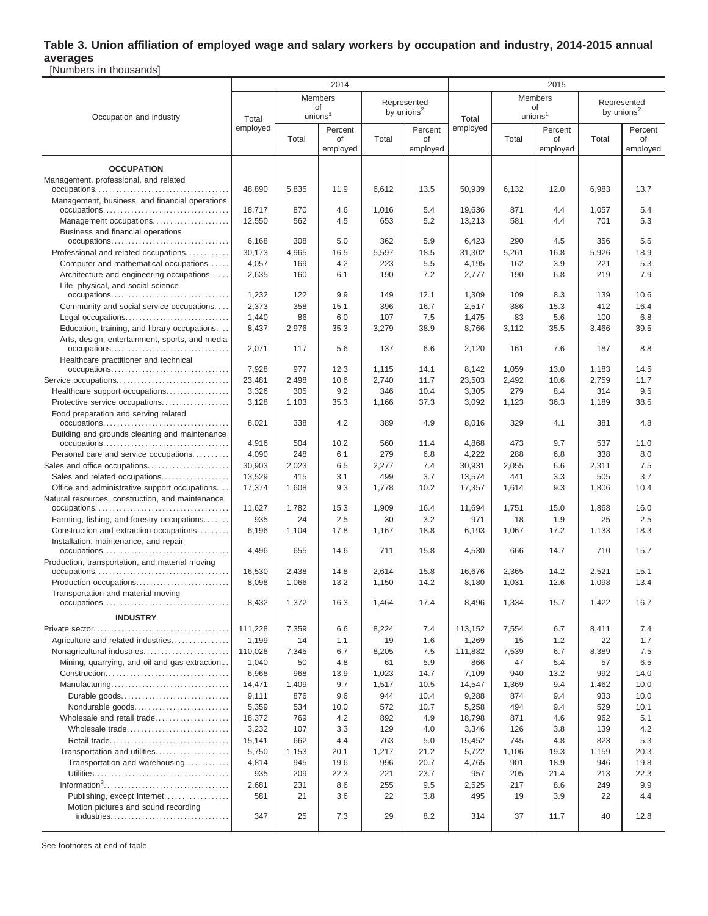## Table 3. Union affiliation of employed wage and salary workers by occupation and industry, 2014-2015 annual averages

[Numbers in thousands]

| Occupation and industry | 2014 | | | | | 2015 | | | | |
|---|---|---|---|---|---|---|---|---|---|---|
| | Total employed | Members of unions[1] | | Represented by unions[2] | | Total employed | Members of unions[1] | | Represented by unions[2] | |
| | | Total | Percent of employed | Total | Percent of employed | | Total | Percent of employed | Total | Percent of employed |
| **OCCUPATION** | | | | | | | | | | |
| Management, professional, and related occupations | 48,890 | 5,835 | 11.9 | 6,612 | 13.5 | 50,939 | 6,132 | 12.0 | 6,983 | 13.7 |
| Management, business, and financial operations occupations | 18,717 | 870 | 4.6 | 1,016 | 5.4 | 19,636 | 871 | 4.4 | 1,057 | 5.4 |
| Management occupations | 12,550 | 562 | 4.5 | 653 | 5.2 | 13,213 | 581 | 4.4 | 701 | 5.3 |
| Business and financial operations occupations | 6,168 | 308 | 5.0 | 362 | 5.9 | 6,423 | 290 | 4.5 | 356 | 5.5 |
| Professional and related occupations | 30,173 | 4,965 | 16.5 | 5,597 | 18.5 | 31,302 | 5,261 | 16.8 | 5,926 | 18.9 |
| Computer and mathematical occupations | 4,057 | 169 | 4.2 | 223 | 5.5 | 4,195 | 162 | 3.9 | 221 | 5.3 |
| Architecture and engineering occupations | 2,635 | 160 | 6.1 | 190 | 7.2 | 2,777 | 190 | 6.8 | 219 | 7.9 |
| Life, physical, and social science occupations | 1,232 | 122 | 9.9 | 149 | 12.1 | 1,309 | 109 | 8.3 | 139 | 10.6 |
| Community and social service occupations | 2,373 | 358 | 15.1 | 396 | 16.7 | 2,517 | 386 | 15.3 | 412 | 16.4 |
| Legal occupations | 1,440 | 86 | 6.0 | 107 | 7.5 | 1,475 | 83 | 5.6 | 100 | 6.8 |
| Education, training, and library occupations | 8,437 | 2,976 | 35.3 | 3,279 | 38.9 | 8,766 | 3,112 | 35.5 | 3,466 | 39.5 |
| Arts, design, entertainment, sports, and media occupations | 2,071 | 117 | 5.6 | 137 | 6.6 | 2,120 | 161 | 7.6 | 187 | 8.8 |
| Healthcare practitioner and technical occupations | 7,928 | 977 | 12.3 | 1,115 | 14.1 | 8,142 | 1,059 | 13.0 | 1,183 | 14.5 |
| Service occupations | 23,481 | 2,498 | 10.6 | 2,740 | 11.7 | 23,503 | 2,492 | 10.6 | 2,759 | 11.7 |
| Healthcare support occupations | 3,326 | 305 | 9.2 | 346 | 10.4 | 3,305 | 279 | 8.4 | 314 | 9.5 |
| Protective service occupations | 3,128 | 1,103 | 35.3 | 1,166 | 37.3 | 3,092 | 1,123 | 36.3 | 1,189 | 38.5 |
| Food preparation and serving related occupations | 8,021 | 338 | 4.2 | 389 | 4.9 | 8,016 | 329 | 4.1 | 381 | 4.8 |
| Building and grounds cleaning and maintenance occupations | 4,916 | 504 | 10.2 | 560 | 11.4 | 4,868 | 473 | 9.7 | 537 | 11.0 |
| Personal care and service occupations | 4,090 | 248 | 6.1 | 279 | 6.8 | 4,222 | 288 | 6.8 | 338 | 8.0 |
| Sales and office occupations | 30,903 | 2,023 | 6.5 | 2,277 | 7.4 | 30,931 | 2,055 | 6.6 | 2,311 | 7.5 |
| Sales and related occupations | 13,529 | 415 | 3.1 | 499 | 3.7 | 13,574 | 441 | 3.3 | 505 | 3.7 |
| Office and administrative support occupations | 17,374 | 1,608 | 9.3 | 1,778 | 10.2 | 17,357 | 1,614 | 9.3 | 1,806 | 10.4 |
| Natural resources, construction, and maintenance occupations | 11,627 | 1,782 | 15.3 | 1,909 | 16.4 | 11,694 | 1,751 | 15.0 | 1,868 | 16.0 |
| Farming, fishing, and forestry occupations | 935 | 24 | 2.5 | 30 | 3.2 | 971 | 18 | 1.9 | 25 | 2.5 |
| Construction and extraction occupations | 6,196 | 1,104 | 17.8 | 1,167 | 18.8 | 6,193 | 1,067 | 17.2 | 1,133 | 18.3 |
| Installation, maintenance, and repair occupations | 4,496 | 655 | 14.6 | 711 | 15.8 | 4,530 | 666 | 14.7 | 710 | 15.7 |
| Production, transportation, and material moving occupations | 16,530 | 2,438 | 14.8 | 2,614 | 15.8 | 16,676 | 2,365 | 14.2 | 2,521 | 15.1 |
| Production occupations | 8,098 | 1,066 | 13.2 | 1,150 | 14.2 | 8,180 | 1,031 | 12.6 | 1,098 | 13.4 |
| Transportation and material moving occupations | 8,432 | 1,372 | 16.3 | 1,464 | 17.4 | 8,496 | 1,334 | 15.7 | 1,422 | 16.7 |
| **INDUSTRY** | | | | | | | | | | |
| Private sector | 111,228 | 7,359 | 6.6 | 8,224 | 7.4 | 113,152 | 7,554 | 6.7 | 8,411 | 7.4 |
| Agriculture and related industries | 1,199 | 14 | 1.1 | 19 | 1.6 | 1,269 | 15 | 1.2 | 22 | 1.7 |
| Nonagricultural industries | 110,028 | 7,345 | 6.7 | 8,205 | 7.5 | 111,882 | 7,539 | 6.7 | 8,389 | 7.5 |
| Mining, quarrying, and oil and gas extraction | 1,040 | 50 | 4.8 | 61 | 5.9 | 866 | 47 | 5.4 | 57 | 6.5 |
| Construction | 6,968 | 968 | 13.9 | 1,023 | 14.7 | 7,109 | 940 | 13.2 | 992 | 14.0 |
| Manufacturing | 14,471 | 1,409 | 9.7 | 1,517 | 10.5 | 14,547 | 1,369 | 9.4 | 1,462 | 10.0 |
| Durable goods | 9,111 | 876 | 9.6 | 944 | 10.4 | 9,288 | 874 | 9.4 | 933 | 10.0 |
| Nondurable goods | 5,359 | 534 | 10.0 | 572 | 10.7 | 5,258 | 494 | 9.4 | 529 | 10.1 |
| Wholesale and retail trade | 18,372 | 769 | 4.2 | 892 | 4.9 | 18,798 | 871 | 4.6 | 962 | 5.1 |
| Wholesale trade | 3,232 | 107 | 3.3 | 129 | 4.0 | 3,346 | 126 | 3.8 | 139 | 4.2 |
| Retail trade | 15,141 | 662 | 4.4 | 763 | 5.0 | 15,452 | 745 | 4.8 | 823 | 5.3 |
| Transportation and utilities | 5,750 | 1,153 | 20.1 | 1,217 | 21.2 | 5,722 | 1,106 | 19.3 | 1,159 | 20.3 |
| Transportation and warehousing | 4,814 | 945 | 19.6 | 996 | 20.7 | 4,765 | 901 | 18.9 | 946 | 19.8 |
| Utilities | 935 | 209 | 22.3 | 221 | 23.7 | 957 | 205 | 21.4 | 213 | 22.3 |
| Information[3] | 2,681 | 231 | 8.6 | 255 | 9.5 | 2,525 | 217 | 8.6 | 249 | 9.9 |
| Publishing, except Internet | 581 | 21 | 3.6 | 22 | 3.8 | 495 | 19 | 3.9 | 22 | 4.4 |
| Motion pictures and sound recording industries | 347 | 25 | 7.3 | 29 | 8.2 | 314 | 37 | 11.7 | 40 | 12.8 |

See footnotes at end of table.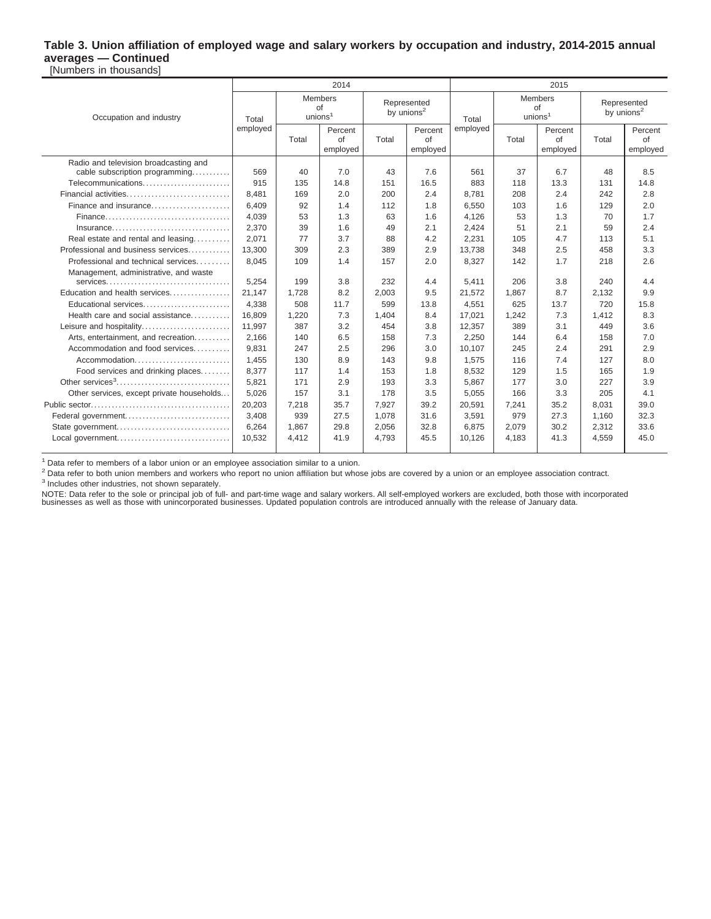**Table 3. Union affiliation of employed wage and salary workers by occupation and industry, 2014-2015 annual averages — Continued**

[Numbers in thousands]

| Occupation and industry | 2014 | | | | | 2015 | | | | |
|---|---|---|---|---|---|---|---|---|---|---|
| | Total employed | Members of unions[1] | | Represented by unions[2] | | Total employed | Members of unions[1] | | Represented by unions[2] | |
| | | Total | Percent of employed | Total | Percent of employed | | Total | Percent of employed | Total | Percent of employed |
| Radio and television broadcasting and cable subscription programming | 569 | 40 | 7.0 | 43 | 7.6 | 561 | 37 | 6.7 | 48 | 8.5 |
| Telecommunications | 915 | 135 | 14.8 | 151 | 16.5 | 883 | 118 | 13.3 | 131 | 14.8 |
| Financial activities | 8,481 | 169 | 2.0 | 200 | 2.4 | 8,781 | 208 | 2.4 | 242 | 2.8 |
| Finance and insurance | 6,409 | 92 | 1.4 | 112 | 1.8 | 6,550 | 103 | 1.6 | 129 | 2.0 |
| Finance | 4,039 | 53 | 1.3 | 63 | 1.6 | 4,126 | 53 | 1.3 | 70 | 1.7 |
| Insurance | 2,370 | 39 | 1.6 | 49 | 2.1 | 2,424 | 51 | 2.1 | 59 | 2.4 |
| Real estate and rental and leasing | 2,071 | 77 | 3.7 | 88 | 4.2 | 2,231 | 105 | 4.7 | 113 | 5.1 |
| Professional and business services | 13,300 | 309 | 2.3 | 389 | 2.9 | 13,738 | 348 | 2.5 | 458 | 3.3 |
| Professional and technical services | 8,045 | 109 | 1.4 | 157 | 2.0 | 8,327 | 142 | 1.7 | 218 | 2.6 |
| Management, administrative, and waste services | 5,254 | 199 | 3.8 | 232 | 4.4 | 5,411 | 206 | 3.8 | 240 | 4.4 |
| Education and health services | 21,147 | 1,728 | 8.2 | 2,003 | 9.5 | 21,572 | 1,867 | 8.7 | 2,132 | 9.9 |
| Educational services | 4,338 | 508 | 11.7 | 599 | 13.8 | 4,551 | 625 | 13.7 | 720 | 15.8 |
| Health care and social assistance | 16,809 | 1,220 | 7.3 | 1,404 | 8.4 | 17,021 | 1,242 | 7.3 | 1,412 | 8.3 |
| Leisure and hospitality | 11,997 | 387 | 3.2 | 454 | 3.8 | 12,357 | 389 | 3.1 | 449 | 3.6 |
| Arts, entertainment, and recreation | 2,166 | 140 | 6.5 | 158 | 7.3 | 2,250 | 144 | 6.4 | 158 | 7.0 |
| Accommodation and food services | 9,831 | 247 | 2.5 | 296 | 3.0 | 10,107 | 245 | 2.4 | 291 | 2.9 |
| Accommodation | 1,455 | 130 | 8.9 | 143 | 9.8 | 1,575 | 116 | 7.4 | 127 | 8.0 |
| Food services and drinking places | 8,377 | 117 | 1.4 | 153 | 1.8 | 8,532 | 129 | 1.5 | 165 | 1.9 |
| Other services[3] | 5,821 | 171 | 2.9 | 193 | 3.3 | 5,867 | 177 | 3.0 | 227 | 3.9 |
| Other services, except private households | 5,026 | 157 | 3.1 | 178 | 3.5 | 5,055 | 166 | 3.3 | 205 | 4.1 |
| Public sector | 20,203 | 7,218 | 35.7 | 7,927 | 39.2 | 20,591 | 7,241 | 35.2 | 8,031 | 39.0 |
| Federal government | 3,408 | 939 | 27.5 | 1,078 | 31.6 | 3,591 | 979 | 27.3 | 1,160 | 32.3 |
| State government | 6,264 | 1,867 | 29.8 | 2,056 | 32.8 | 6,875 | 2,079 | 30.2 | 2,312 | 33.6 |
| Local government | 10,532 | 4,412 | 41.9 | 4,793 | 45.5 | 10,126 | 4,183 | 41.3 | 4,559 | 45.0 |

[1] Data refer to members of a labor union or an employee association similar to a union.

[2] Data refer to both union members and workers who report no union affiliation but whose jobs are covered by a union or an employee association contract.

[3] Includes other industries, not shown separately.

NOTE: Data refer to the sole or principal job of full- and part-time wage and salary workers. All self-employed workers are excluded, both those with incorporated businesses as well as those with unincorporated businesses. Updated population controls are introduced annually with the release of January data.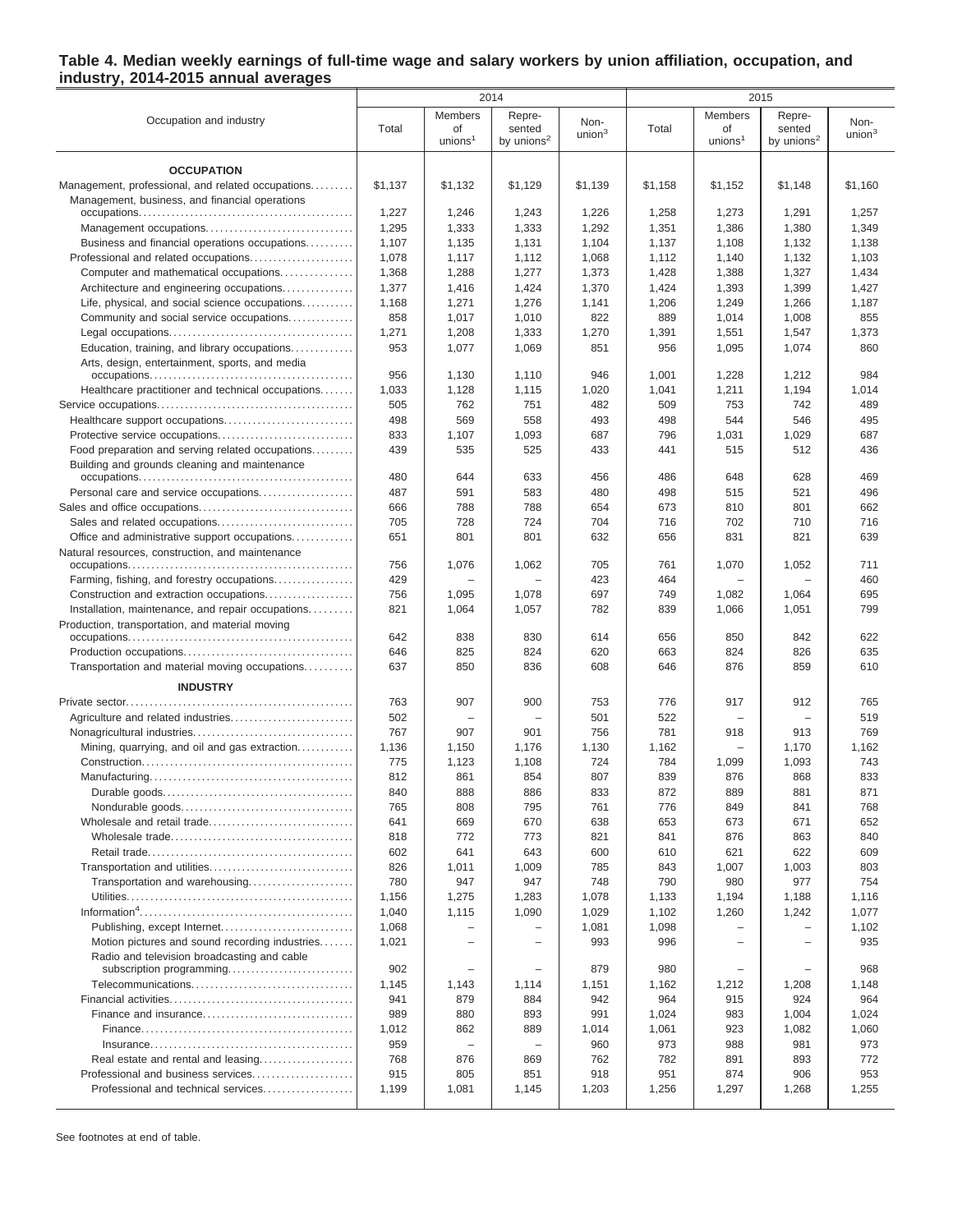**Table 4. Median weekly earnings of full-time wage and salary workers by union affiliation, occupation, and industry, 2014-2015 annual averages**

| Occupation and industry | 2014 | | | | 2015 | | | |
|---|---|---|---|---|---|---|---|---|
| | Total | Members of unions[1] | Represented by unions[2] | Non-union[3] | Total | Members of unions[1] | Represented by unions[2] | Non-union[3] |
| **OCCUPATION** | | | | | | | | |
| Management, professional, and related occupations | $1,137 | $1,132 | $1,129 | $1,139 | $1,158 | $1,152 | $1,148 | $1,160 |
| Management, business, and financial operations occupations | 1,227 | 1,246 | 1,243 | 1,226 | 1,258 | 1,273 | 1,291 | 1,257 |
| Management occupations | 1,295 | 1,333 | 1,333 | 1,292 | 1,351 | 1,386 | 1,380 | 1,349 |
| Business and financial operations occupations | 1,107 | 1,135 | 1,131 | 1,104 | 1,137 | 1,108 | 1,132 | 1,138 |
| Professional and related occupations | 1,078 | 1,117 | 1,112 | 1,068 | 1,112 | 1,140 | 1,132 | 1,103 |
| Computer and mathematical occupations | 1,368 | 1,288 | 1,277 | 1,373 | 1,428 | 1,388 | 1,327 | 1,434 |
| Architecture and engineering occupations | 1,377 | 1,416 | 1,424 | 1,370 | 1,424 | 1,393 | 1,399 | 1,427 |
| Life, physical, and social science occupations | 1,168 | 1,271 | 1,276 | 1,141 | 1,206 | 1,249 | 1,266 | 1,187 |
| Community and social service occupations | 858 | 1,017 | 1,010 | 822 | 889 | 1,014 | 1,008 | 855 |
| Legal occupations | 1,271 | 1,208 | 1,333 | 1,270 | 1,391 | 1,551 | 1,547 | 1,373 |
| Education, training, and library occupations | 953 | 1,077 | 1,069 | 851 | 956 | 1,095 | 1,074 | 860 |
| Arts, design, entertainment, sports, and media occupations | 956 | 1,130 | 1,110 | 946 | 1,001 | 1,228 | 1,212 | 984 |
| Healthcare practitioner and technical occupations | 1,033 | 1,128 | 1,115 | 1,020 | 1,041 | 1,211 | 1,194 | 1,014 |
| Service occupations | 505 | 762 | 751 | 482 | 509 | 753 | 742 | 489 |
| Healthcare support occupations | 498 | 569 | 558 | 493 | 498 | 544 | 546 | 495 |
| Protective service occupations | 833 | 1,107 | 1,093 | 687 | 796 | 1,031 | 1,029 | 687 |
| Food preparation and serving related occupations | 439 | 535 | 525 | 433 | 441 | 515 | 512 | 436 |
| Building and grounds cleaning and maintenance occupations | 480 | 644 | 633 | 456 | 486 | 648 | 628 | 469 |
| Personal care and service occupations | 487 | 591 | 583 | 480 | 498 | 515 | 521 | 496 |
| Sales and office occupations | 666 | 788 | 788 | 654 | 673 | 810 | 801 | 662 |
| Sales and related occupations | 705 | 728 | 724 | 704 | 716 | 702 | 710 | 716 |
| Office and administrative support occupations | 651 | 801 | 801 | 632 | 656 | 831 | 821 | 639 |
| Natural resources, construction, and maintenance occupations | 756 | 1,076 | 1,062 | 705 | 761 | 1,070 | 1,052 | 711 |
| Farming, fishing, and forestry occupations | 429 | – | – | 423 | 464 | – | – | 460 |
| Construction and extraction occupations | 756 | 1,095 | 1,078 | 697 | 749 | 1,082 | 1,064 | 695 |
| Installation, maintenance, and repair occupations | 821 | 1,064 | 1,057 | 782 | 839 | 1,066 | 1,051 | 799 |
| Production, transportation, and material moving occupations | 642 | 838 | 830 | 614 | 656 | 850 | 842 | 622 |
| Production occupations | 646 | 825 | 824 | 620 | 663 | 824 | 826 | 635 |
| Transportation and material moving occupations | 637 | 850 | 836 | 608 | 646 | 876 | 859 | 610 |
| **INDUSTRY** | | | | | | | | |
| Private sector | 763 | 907 | 900 | 753 | 776 | 917 | 912 | 765 |
| Agriculture and related industries | 502 | – | – | 501 | 522 | – | – | 519 |
| Nonagricultural industries | 767 | 907 | 901 | 756 | 781 | 918 | 913 | 769 |
| Mining, quarrying, and oil and gas extraction | 1,136 | 1,150 | 1,176 | 1,130 | 1,162 | – | 1,170 | 1,162 |
| Construction | 775 | 1,123 | 1,108 | 724 | 784 | 1,099 | 1,093 | 743 |
| Manufacturing | 812 | 861 | 854 | 807 | 839 | 876 | 868 | 833 |
| Durable goods | 840 | 888 | 886 | 833 | 872 | 889 | 881 | 871 |
| Nondurable goods | 765 | 808 | 795 | 761 | 776 | 849 | 841 | 768 |
| Wholesale and retail trade | 641 | 669 | 670 | 638 | 653 | 673 | 671 | 652 |
| Wholesale trade | 818 | 772 | 773 | 821 | 841 | 876 | 863 | 840 |
| Retail trade | 602 | 641 | 643 | 600 | 610 | 621 | 622 | 609 |
| Transportation and utilities | 826 | 1,011 | 1,009 | 785 | 843 | 1,007 | 1,003 | 803 |
| Transportation and warehousing | 780 | 947 | 947 | 748 | 790 | 980 | 977 | 754 |
| Utilities | 1,156 | 1,275 | 1,283 | 1,078 | 1,133 | 1,194 | 1,188 | 1,116 |
| Information[4] | 1,040 | 1,115 | 1,090 | 1,029 | 1,102 | 1,260 | 1,242 | 1,077 |
| Publishing, except Internet | 1,068 | – | – | 1,081 | 1,098 | – | – | 1,102 |
| Motion pictures and sound recording industries | 1,021 | – | – | 993 | 996 | – | – | 935 |
| Radio and television broadcasting and cable subscription programming | 902 | – | – | 879 | 980 | – | – | 968 |
| Telecommunications | 1,145 | 1,143 | 1,114 | 1,151 | 1,162 | 1,212 | 1,208 | 1,148 |
| Financial activities | 941 | 879 | 884 | 942 | 964 | 915 | 924 | 964 |
| Finance and insurance | 989 | 880 | 893 | 991 | 1,024 | 983 | 1,004 | 1,024 |
| Finance | 1,012 | 862 | 889 | 1,014 | 1,061 | 923 | 1,082 | 1,060 |
| Insurance | 959 | – | – | 960 | 973 | 988 | 981 | 973 |
| Real estate and rental and leasing | 768 | 876 | 869 | 762 | 782 | 891 | 893 | 772 |
| Professional and business services | 915 | 805 | 851 | 918 | 951 | 874 | 906 | 953 |
| Professional and technical services | 1,199 | 1,081 | 1,145 | 1,203 | 1,256 | 1,297 | 1,268 | 1,255 |

See footnotes at end of table.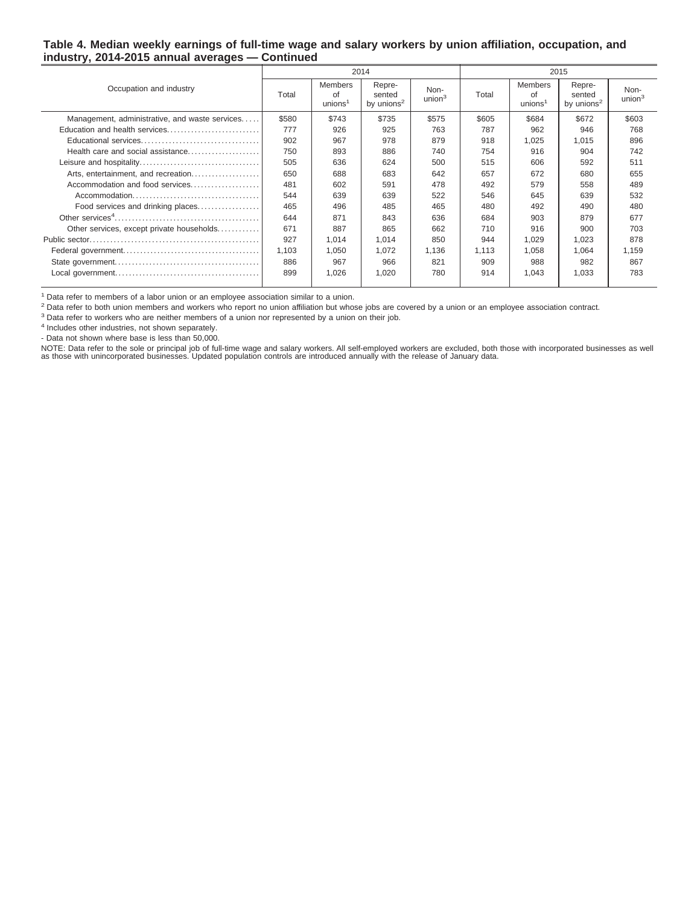**Table 4. Median weekly earnings of full-time wage and salary workers by union affiliation, occupation, and industry, 2014-2015 annual averages — Continued**

| Occupation and industry | 2014 | | | | 2015 | | | |
|---|---|---|---|---|---|---|---|---|
| | Total | Members of unions[1] | Represented by unions[2] | Non-union[3] | Total | Members of unions[1] | Represented by unions[2] | Non-union[3] |
| Management, administrative, and waste services | $580 | $743 | $735 | $575 | $605 | $684 | $672 | $603 |
| Education and health services | 777 | 926 | 925 | 763 | 787 | 962 | 946 | 768 |
| Educational services | 902 | 967 | 978 | 879 | 918 | 1,025 | 1,015 | 896 |
| Health care and social assistance | 750 | 893 | 886 | 740 | 754 | 916 | 904 | 742 |
| Leisure and hospitality | 505 | 636 | 624 | 500 | 515 | 606 | 592 | 511 |
| Arts, entertainment, and recreation | 650 | 688 | 683 | 642 | 657 | 672 | 680 | 655 |
| Accommodation and food services | 481 | 602 | 591 | 478 | 492 | 579 | 558 | 489 |
| Accommodation | 544 | 639 | 639 | 522 | 546 | 645 | 639 | 532 |
| Food services and drinking places | 465 | 496 | 485 | 465 | 480 | 492 | 490 | 480 |
| Other services[4] | 644 | 871 | 843 | 636 | 684 | 903 | 879 | 677 |
| Other services, except private households | 671 | 887 | 865 | 662 | 710 | 916 | 900 | 703 |
| Public sector | 927 | 1,014 | 1,014 | 850 | 944 | 1,029 | 1,023 | 878 |
| Federal government | 1,103 | 1,050 | 1,072 | 1,136 | 1,113 | 1,058 | 1,064 | 1,159 |
| State government | 886 | 967 | 966 | 821 | 909 | 988 | 982 | 867 |
| Local government | 899 | 1,026 | 1,020 | 780 | 914 | 1,043 | 1,033 | 783 |

[1] Data refer to members of a labor union or an employee association similar to a union.

[2] Data refer to both union members and workers who report no union affiliation but whose jobs are covered by a union or an employee association contract.

[3] Data refer to workers who are neither members of a union nor represented by a union on their job.

[4] Includes other industries, not shown separately.

- Data not shown where base is less than 50,000.

NOTE: Data refer to the sole or principal job of full-time wage and salary workers. All self-employed workers are excluded, both those with incorporated businesses as well as those with unincorporated businesses. Updated population controls are introduced annually with the release of January data.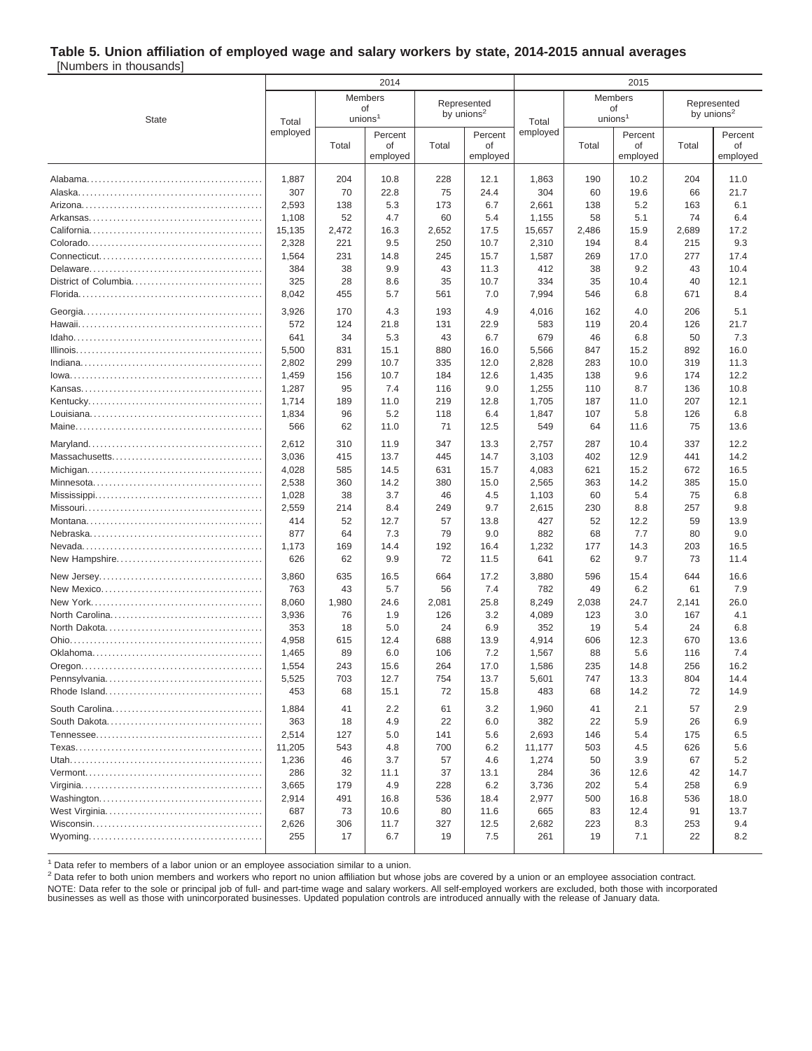## Table 5. Union affiliation of employed wage and salary workers by state, 2014-2015 annual averages

[Numbers in thousands]

| State | 2014 | | | | | 2015 | | | | |
|---|---|---|---|---|---|---|---|---|---|---|
| | Total employed | Members of unions[1] | | Represented by unions[2] | | Total employed | Members of unions[1] | | Represented by unions[2] | |
| | | Total | Percent of employed | Total | Percent of employed | | Total | Percent of employed | Total | Percent of employed |
| Alabama | 1,887 | 204 | 10.8 | 228 | 12.1 | 1,863 | 190 | 10.2 | 204 | 11.0 |
| Alaska | 307 | 70 | 22.8 | 75 | 24.4 | 304 | 60 | 19.6 | 66 | 21.7 |
| Arizona | 2,593 | 138 | 5.3 | 173 | 6.7 | 2,661 | 138 | 5.2 | 163 | 6.1 |
| Arkansas | 1,108 | 52 | 4.7 | 60 | 5.4 | 1,155 | 58 | 5.1 | 74 | 6.4 |
| California | 15,135 | 2,472 | 16.3 | 2,652 | 17.5 | 15,657 | 2,486 | 15.9 | 2,689 | 17.2 |
| Colorado | 2,328 | 221 | 9.5 | 250 | 10.7 | 2,310 | 194 | 8.4 | 215 | 9.3 |
| Connecticut | 1,564 | 231 | 14.8 | 245 | 15.7 | 1,587 | 269 | 17.0 | 277 | 17.4 |
| Delaware | 384 | 38 | 9.9 | 43 | 11.3 | 412 | 38 | 9.2 | 43 | 10.4 |
| District of Columbia | 325 | 28 | 8.6 | 35 | 10.7 | 334 | 35 | 10.4 | 40 | 12.1 |
| Florida | 8,042 | 455 | 5.7 | 561 | 7.0 | 7,994 | 546 | 6.8 | 671 | 8.4 |
| Georgia | 3,926 | 170 | 4.3 | 193 | 4.9 | 4,016 | 162 | 4.0 | 206 | 5.1 |
| Hawaii | 572 | 124 | 21.8 | 131 | 22.9 | 583 | 119 | 20.4 | 126 | 21.7 |
| Idaho | 641 | 34 | 5.3 | 43 | 6.7 | 679 | 46 | 6.8 | 50 | 7.3 |
| Illinois | 5,500 | 831 | 15.1 | 880 | 16.0 | 5,566 | 847 | 15.2 | 892 | 16.0 |
| Indiana | 2,802 | 299 | 10.7 | 335 | 12.0 | 2,828 | 283 | 10.0 | 319 | 11.3 |
| Iowa | 1,459 | 156 | 10.7 | 184 | 12.6 | 1,435 | 138 | 9.6 | 174 | 12.2 |
| Kansas | 1,287 | 95 | 7.4 | 116 | 9.0 | 1,255 | 110 | 8.7 | 136 | 10.8 |
| Kentucky | 1,714 | 189 | 11.0 | 219 | 12.8 | 1,705 | 187 | 11.0 | 207 | 12.1 |
| Louisiana | 1,834 | 96 | 5.2 | 118 | 6.4 | 1,847 | 107 | 5.8 | 126 | 6.8 |
| Maine | 566 | 62 | 11.0 | 71 | 12.5 | 549 | 64 | 11.6 | 75 | 13.6 |
| Maryland | 2,612 | 310 | 11.9 | 347 | 13.3 | 2,757 | 287 | 10.4 | 337 | 12.2 |
| Massachusetts | 3,036 | 415 | 13.7 | 445 | 14.7 | 3,103 | 402 | 12.9 | 441 | 14.2 |
| Michigan | 4,028 | 585 | 14.5 | 631 | 15.7 | 4,083 | 621 | 15.2 | 672 | 16.5 |
| Minnesota | 2,538 | 360 | 14.2 | 380 | 15.0 | 2,565 | 363 | 14.2 | 385 | 15.0 |
| Mississippi | 1,028 | 38 | 3.7 | 46 | 4.5 | 1,103 | 60 | 5.4 | 75 | 6.8 |
| Missouri | 2,559 | 214 | 8.4 | 249 | 9.7 | 2,615 | 230 | 8.8 | 257 | 9.8 |
| Montana | 414 | 52 | 12.7 | 57 | 13.8 | 427 | 52 | 12.2 | 59 | 13.9 |
| Nebraska | 877 | 64 | 7.3 | 79 | 9.0 | 882 | 68 | 7.7 | 80 | 9.0 |
| Nevada | 1,173 | 169 | 14.4 | 192 | 16.4 | 1,232 | 177 | 14.3 | 203 | 16.5 |
| New Hampshire | 626 | 62 | 9.9 | 72 | 11.5 | 641 | 62 | 9.7 | 73 | 11.4 |
| New Jersey | 3,860 | 635 | 16.5 | 664 | 17.2 | 3,880 | 596 | 15.4 | 644 | 16.6 |
| New Mexico | 763 | 43 | 5.7 | 56 | 7.4 | 782 | 49 | 6.2 | 61 | 7.9 |
| New York | 8,060 | 1,980 | 24.6 | 2,081 | 25.8 | 8,249 | 2,038 | 24.7 | 2,141 | 26.0 |
| North Carolina | 3,936 | 76 | 1.9 | 126 | 3.2 | 4,089 | 123 | 3.0 | 167 | 4.1 |
| North Dakota | 353 | 18 | 5.0 | 24 | 6.9 | 352 | 19 | 5.4 | 24 | 6.8 |
| Ohio | 4,958 | 615 | 12.4 | 688 | 13.9 | 4,914 | 606 | 12.3 | 670 | 13.6 |
| Oklahoma | 1,465 | 89 | 6.0 | 106 | 7.2 | 1,567 | 88 | 5.6 | 116 | 7.4 |
| Oregon | 1,554 | 243 | 15.6 | 264 | 17.0 | 1,586 | 235 | 14.8 | 256 | 16.2 |
| Pennsylvania | 5,525 | 703 | 12.7 | 754 | 13.7 | 5,601 | 747 | 13.3 | 804 | 14.4 |
| Rhode Island | 453 | 68 | 15.1 | 72 | 15.8 | 483 | 68 | 14.2 | 72 | 14.9 |
| South Carolina | 1,884 | 41 | 2.2 | 61 | 3.2 | 1,960 | 41 | 2.1 | 57 | 2.9 |
| South Dakota | 363 | 18 | 4.9 | 22 | 6.0 | 382 | 22 | 5.9 | 26 | 6.9 |
| Tennessee | 2,514 | 127 | 5.0 | 141 | 5.6 | 2,693 | 146 | 5.4 | 175 | 6.5 |
| Texas | 11,205 | 543 | 4.8 | 700 | 6.2 | 11,177 | 503 | 4.5 | 626 | 5.6 |
| Utah | 1,236 | 46 | 3.7 | 57 | 4.6 | 1,274 | 50 | 3.9 | 67 | 5.2 |
| Vermont | 286 | 32 | 11.1 | 37 | 13.1 | 284 | 36 | 12.6 | 42 | 14.7 |
| Virginia | 3,665 | 179 | 4.9 | 228 | 6.2 | 3,736 | 202 | 5.4 | 258 | 6.9 |
| Washington | 2,914 | 491 | 16.8 | 536 | 18.4 | 2,977 | 500 | 16.8 | 536 | 18.0 |
| West Virginia | 687 | 73 | 10.6 | 80 | 11.6 | 665 | 83 | 12.4 | 91 | 13.7 |
| Wisconsin | 2,626 | 306 | 11.7 | 327 | 12.5 | 2,682 | 223 | 8.3 | 253 | 9.4 |
| Wyoming | 255 | 17 | 6.7 | 19 | 7.5 | 261 | 19 | 7.1 | 22 | 8.2 |

[1] Data refer to members of a labor union or an employee association similar to a union.

[2] Data refer to both union members and workers who report no union affiliation but whose jobs are covered by a union or an employee association contract.

NOTE: Data refer to the sole or principal job of full- and part-time wage and salary workers. All self-employed workers are excluded, both those with incorporated businesses as well as those with unincorporated businesses. Updated population controls are introduced annually with the release of January data.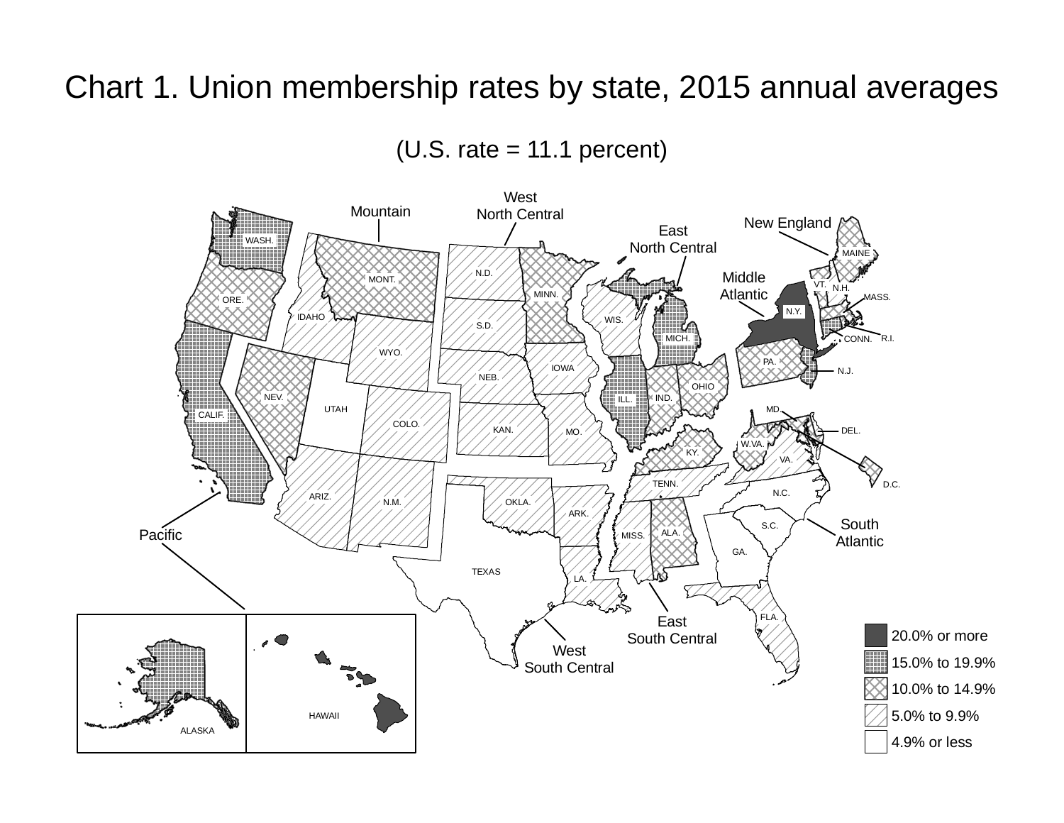# Chart 1. Union membership rates by state, 2015 annual averages

(U.S. rate = 11.1 percent)

West North Central

Mountain

New England

East North Central

Middle Atlantic

WASH.

MONT.

N.D.

MINN.

MAINE

VT.

N.H.

MASS.

N.Y.

R.I.

CONN.

ORE.

IDAHO

S.D.

WIS.

MICH.

WYO.

PA.

N.J.

IOWA

NEB.

OHIO

NEV.

UTAH

ILL.

IND.

CALIF.

COLO.

KAN.

MO.

MD.

DEL.

W.VA.

KY.

VA.

D.C.

TENN.

N.C.

ARIZ.

N.M.

OKLA.

ARK.

S.C.

South Atlantic

Pacific

MISS.

ALA.

GA.

TEXAS

LA.

FLA.

East South Central

West South Central

ALASKA

HAWAII

20.0% or more

15.0% to 19.9%

10.0% to 14.9%

5.0% to 9.9%

4.9% or less